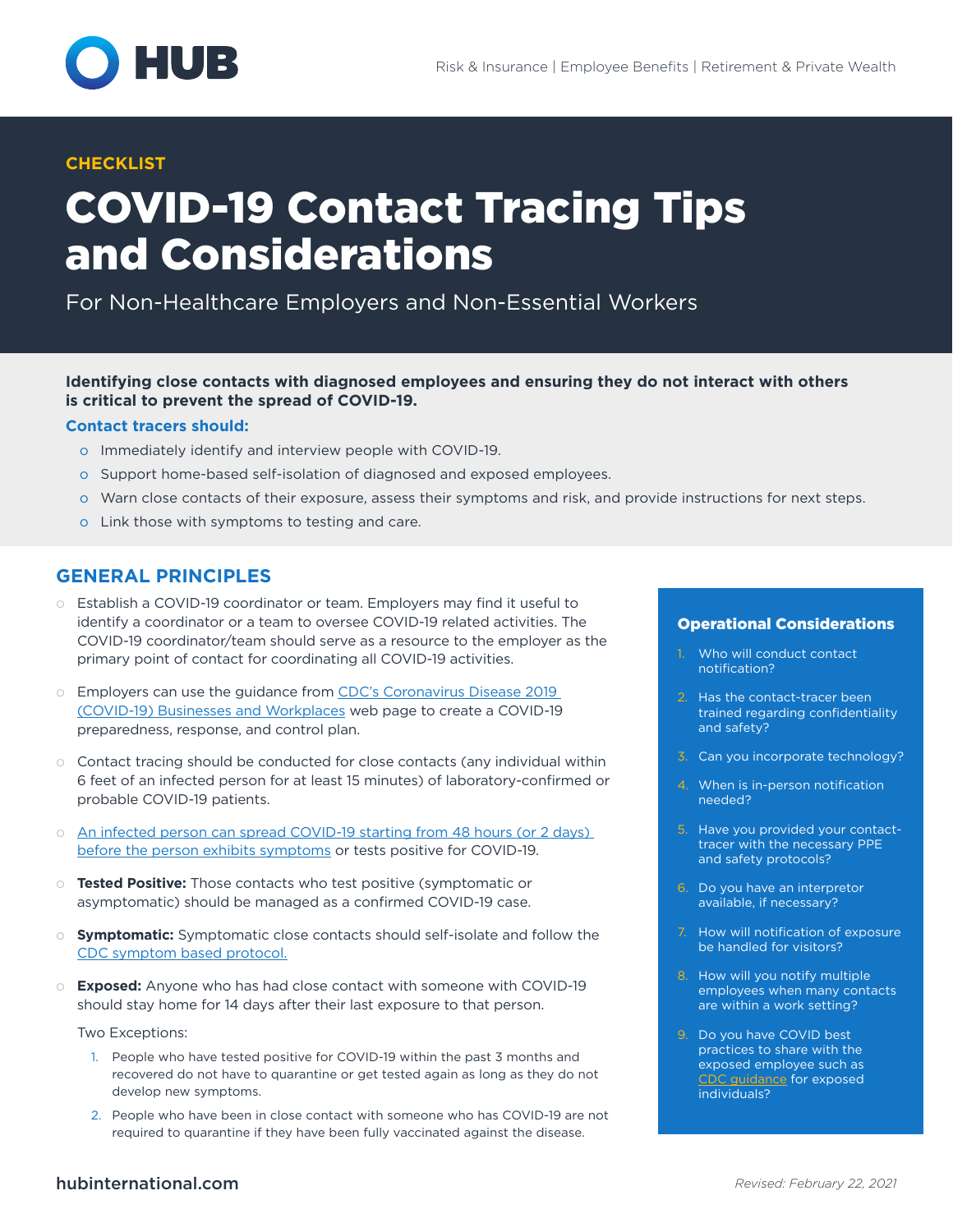CHECKLIST

# COVID-19 Contact Tracing Tips and Considerations

For Non-Healthcare Employers and Non-Essential Workers

**Identifying close contacts with diagnosed employees and ensuring they do not interact with others is critical to prevent the spread of COVID-19.**

**Contact tracers should:**

- Immediately identify and interview people with COVID-19.
- Support home-based self-isolation of diagnosed and exposed employees.
- Warn close contacts of their exposure, assess their symptoms and risk, and provide instructions for next steps.
- Link those with symptoms to testing and care.

## GENERAL PRINCIPLES

- Establish a COVID-19 coordinator or team. Employers may find it useful to identify a coordinator or a team to oversee COVID-19 related activities. The COVID-19 coordinator/team should serve as a resource to the employer as the primary point of contact for coordinating all COVID-19 activities.
- Employers can use the guidance from CDC's Coronavirus Disease 2019 (COVID-19) Businesses and Workplaces web page to create a COVID-19 preparedness, response, and control plan.
- Contact tracing should be conducted for close contacts (any individual within 6 feet of an infected person for at least 15 minutes) of laboratory-confirmed or probable COVID-19 patients.
- An infected person can spread COVID-19 starting from 48 hours (or 2 days) before the person exhibits symptoms or tests positive for COVID-19.
- **Tested Positive:** Those contacts who test positive (symptomatic or asymptomatic) should be managed as a confirmed COVID-19 case.
- **Symptomatic:** Symptomatic close contacts should self-isolate and follow the CDC symptom based protocol.
- **Exposed:** Anyone who has had close contact with someone with COVID-19 should stay home for 14 days after their last exposure to that person.

  Two Exceptions:

  1. People who have tested positive for COVID-19 within the past 3 months and recovered do not have to quarantine or get tested again as long as they do not develop new symptoms.
  2. People who have been in close contact with someone who has COVID-19 are not required to quarantine if they have been fully vaccinated against the disease.

### Operational Considerations

1. Who will conduct contact notification?
2. Has the contact-tracer been trained regarding confidentiality and safety?
3. Can you incorporate technology?
4. When is in-person notification needed?
5. Have you provided your contact-tracer with the necessary PPE and safety protocols?
6. Do you have an interpretor available, if necessary?
7. How will notification of exposure be handled for visitors?
8. How will you notify multiple employees when many contacts are within a work setting?
9. Do you have COVID best practices to share with the exposed employee such as CDC guidance for exposed individuals?

*Revised: February 22, 2021*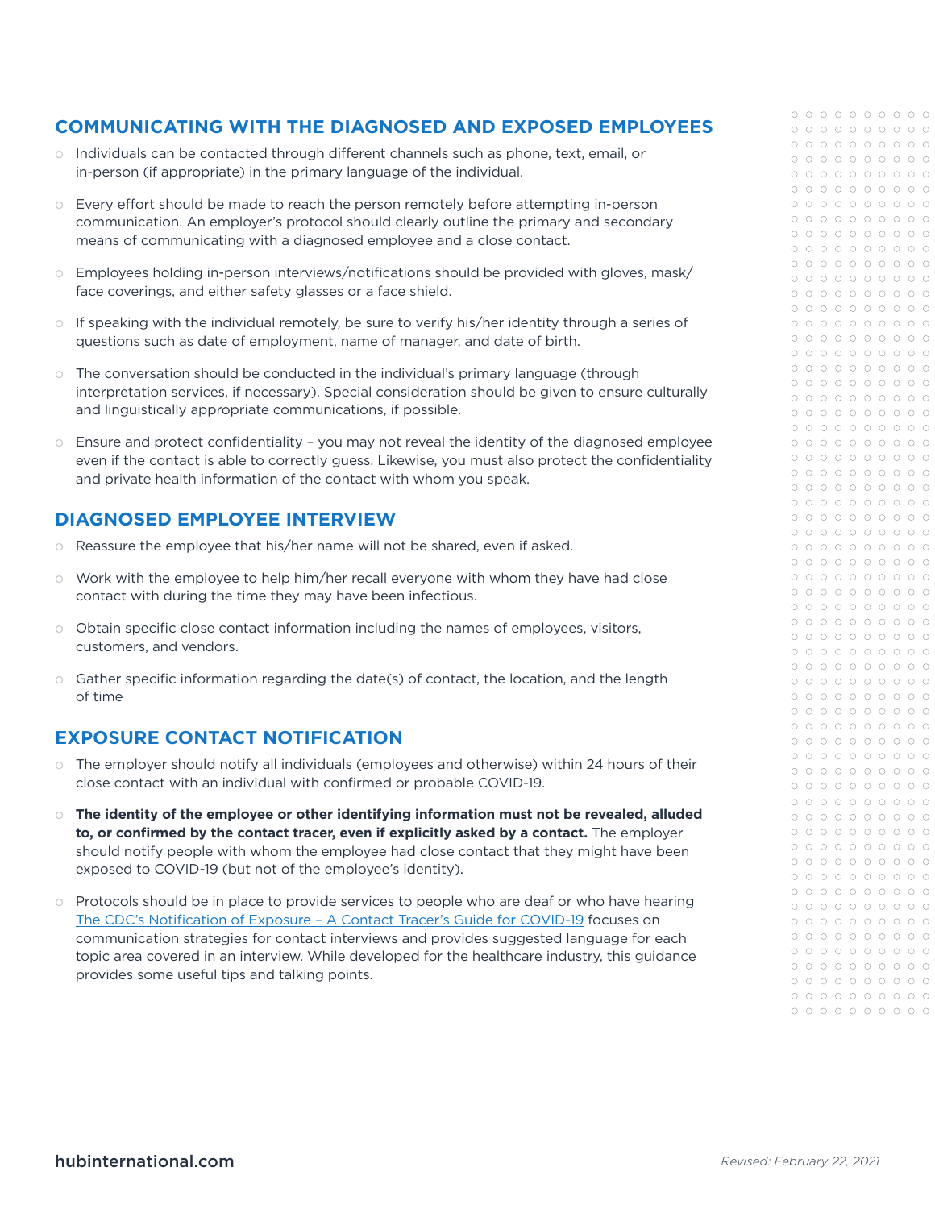## COMMUNICATING WITH THE DIAGNOSED AND EXPOSED EMPLOYEES

- Individuals can be contacted through different channels such as phone, text, email, or in-person (if appropriate) in the primary language of the individual.
- Every effort should be made to reach the person remotely before attempting in-person communication. An employer's protocol should clearly outline the primary and secondary means of communicating with a diagnosed employee and a close contact.
- Employees holding in-person interviews/notifications should be provided with gloves, mask/face coverings, and either safety glasses or a face shield.
- If speaking with the individual remotely, be sure to verify his/her identity through a series of questions such as date of employment, name of manager, and date of birth.
- The conversation should be conducted in the individual's primary language (through interpretation services, if necessary). Special consideration should be given to ensure culturally and linguistically appropriate communications, if possible.
- Ensure and protect confidentiality – you may not reveal the identity of the diagnosed employee even if the contact is able to correctly guess. Likewise, you must also protect the confidentiality and private health information of the contact with whom you speak.

## DIAGNOSED EMPLOYEE INTERVIEW

- Reassure the employee that his/her name will not be shared, even if asked.
- Work with the employee to help him/her recall everyone with whom they have had close contact with during the time they may have been infectious.
- Obtain specific close contact information including the names of employees, visitors, customers, and vendors.
- Gather specific information regarding the date(s) of contact, the location, and the length of time

## EXPOSURE CONTACT NOTIFICATION

- The employer should notify all individuals (employees and otherwise) within 24 hours of their close contact with an individual with confirmed or probable COVID-19.
- **The identity of the employee or other identifying information must not be revealed, alluded to, or confirmed by the contact tracer, even if explicitly asked by a contact.** The employer should notify people with whom the employee had close contact that they might have been exposed to COVID-19 (but not of the employee's identity).
- Protocols should be in place to provide services to people who are deaf or who have hearing The CDC's Notification of Exposure – A Contact Tracer's Guide for COVID-19 focuses on communication strategies for contact interviews and provides suggested language for each topic area covered in an interview. While developed for the healthcare industry, this guidance provides some useful tips and talking points.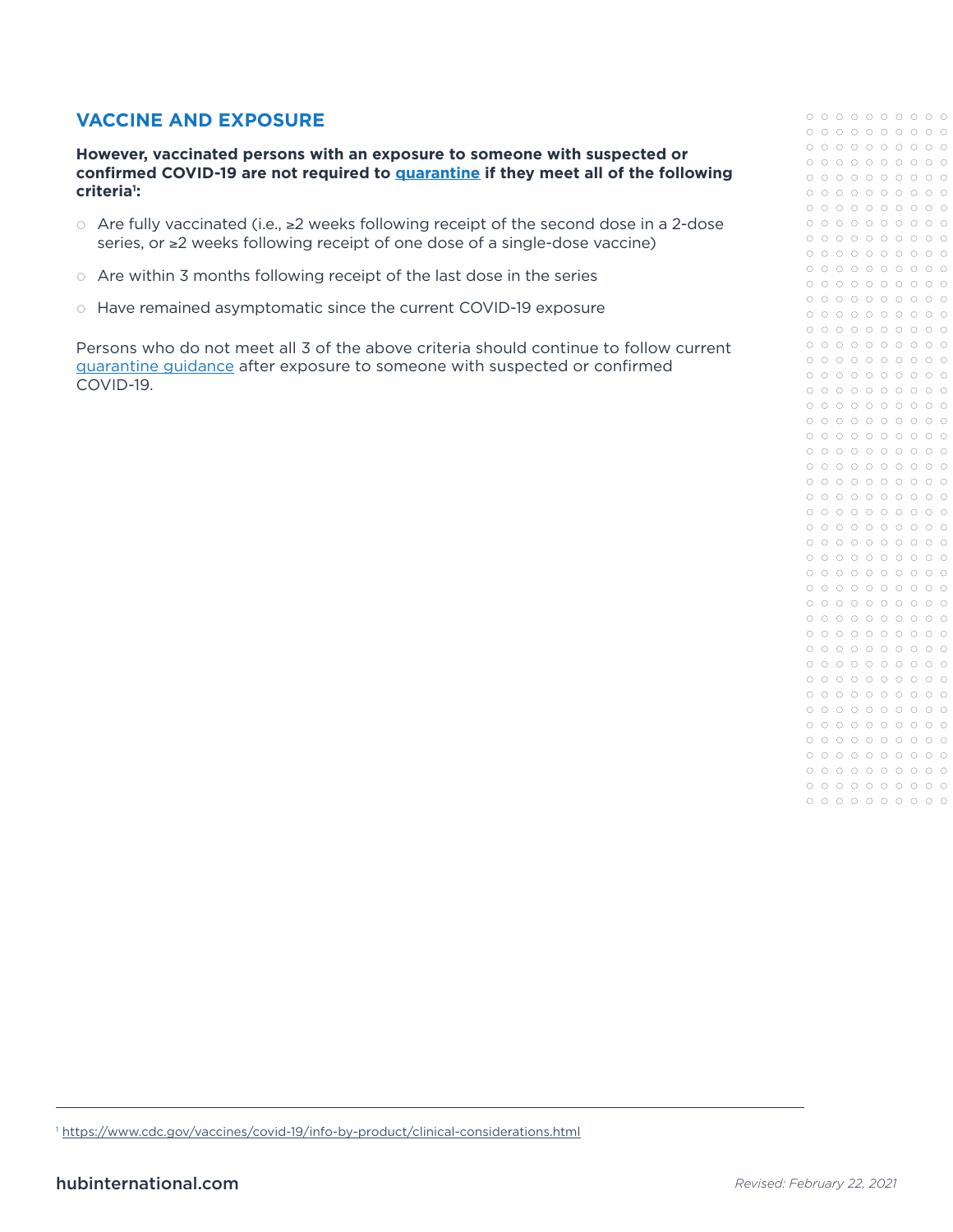## VACCINE AND EXPOSURE

**However, vaccinated persons with an exposure to someone with suspected or confirmed COVID-19 are not required to quarantine if they meet all of the following criteria[1]:**

- Are fully vaccinated (i.e., ≥2 weeks following receipt of the second dose in a 2-dose series, or ≥2 weeks following receipt of one dose of a single-dose vaccine)
- Are within 3 months following receipt of the last dose in the series
- Have remained asymptomatic since the current COVID-19 exposure

Persons who do not meet all 3 of the above criteria should continue to follow current quarantine guidance after exposure to someone with suspected or confirmed COVID-19.

[1] https://www.cdc.gov/vaccines/covid-19/info-by-product/clinical-considerations.html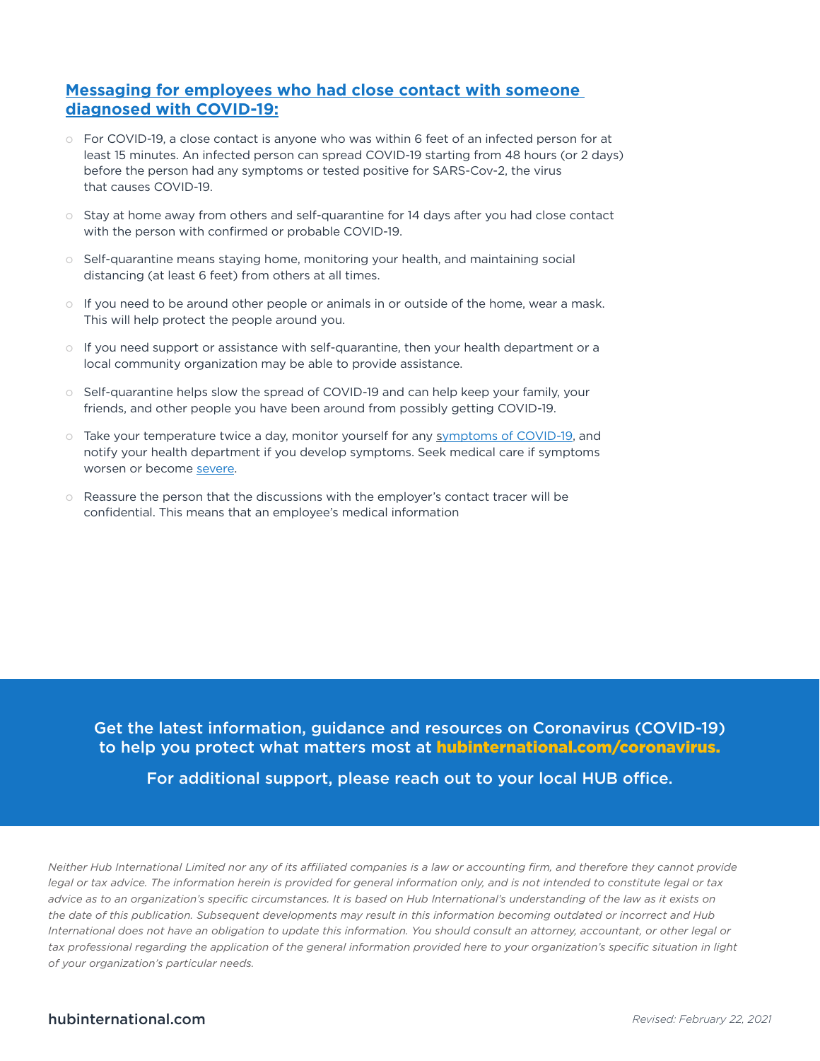## Messaging for employees who had close contact with someone diagnosed with COVID-19:

- For COVID-19, a close contact is anyone who was within 6 feet of an infected person for at least 15 minutes. An infected person can spread COVID-19 starting from 48 hours (or 2 days) before the person had any symptoms or tested positive for SARS-Cov-2, the virus that causes COVID-19.
- Stay at home away from others and self-quarantine for 14 days after you had close contact with the person with confirmed or probable COVID-19.
- Self-quarantine means staying home, monitoring your health, and maintaining social distancing (at least 6 feet) from others at all times.
- If you need to be around other people or animals in or outside of the home, wear a mask. This will help protect the people around you.
- If you need support or assistance with self-quarantine, then your health department or a local community organization may be able to provide assistance.
- Self-quarantine helps slow the spread of COVID-19 and can help keep your family, your friends, and other people you have been around from possibly getting COVID-19.
- Take your temperature twice a day, monitor yourself for any symptoms of COVID-19, and notify your health department if you develop symptoms. Seek medical care if symptoms worsen or become severe.
- Reassure the person that the discussions with the employer's contact tracer will be confidential. This means that an employee's medical information

**Get the latest information, guidance and resources on Coronavirus (COVID-19) to help you protect what matters most at hubinternational.com/coronavirus.**

**For additional support, please reach out to your local HUB office.**

*Neither Hub International Limited nor any of its affiliated companies is a law or accounting firm, and therefore they cannot provide legal or tax advice. The information herein is provided for general information only, and is not intended to constitute legal or tax advice as to an organization's specific circumstances. It is based on Hub International's understanding of the law as it exists on the date of this publication. Subsequent developments may result in this information becoming outdated or incorrect and Hub International does not have an obligation to update this information. You should consult an attorney, accountant, or other legal or tax professional regarding the application of the general information provided here to your organization's specific situation in light of your organization's particular needs.*

hubinternational.com

*Revised: February 22, 2021*